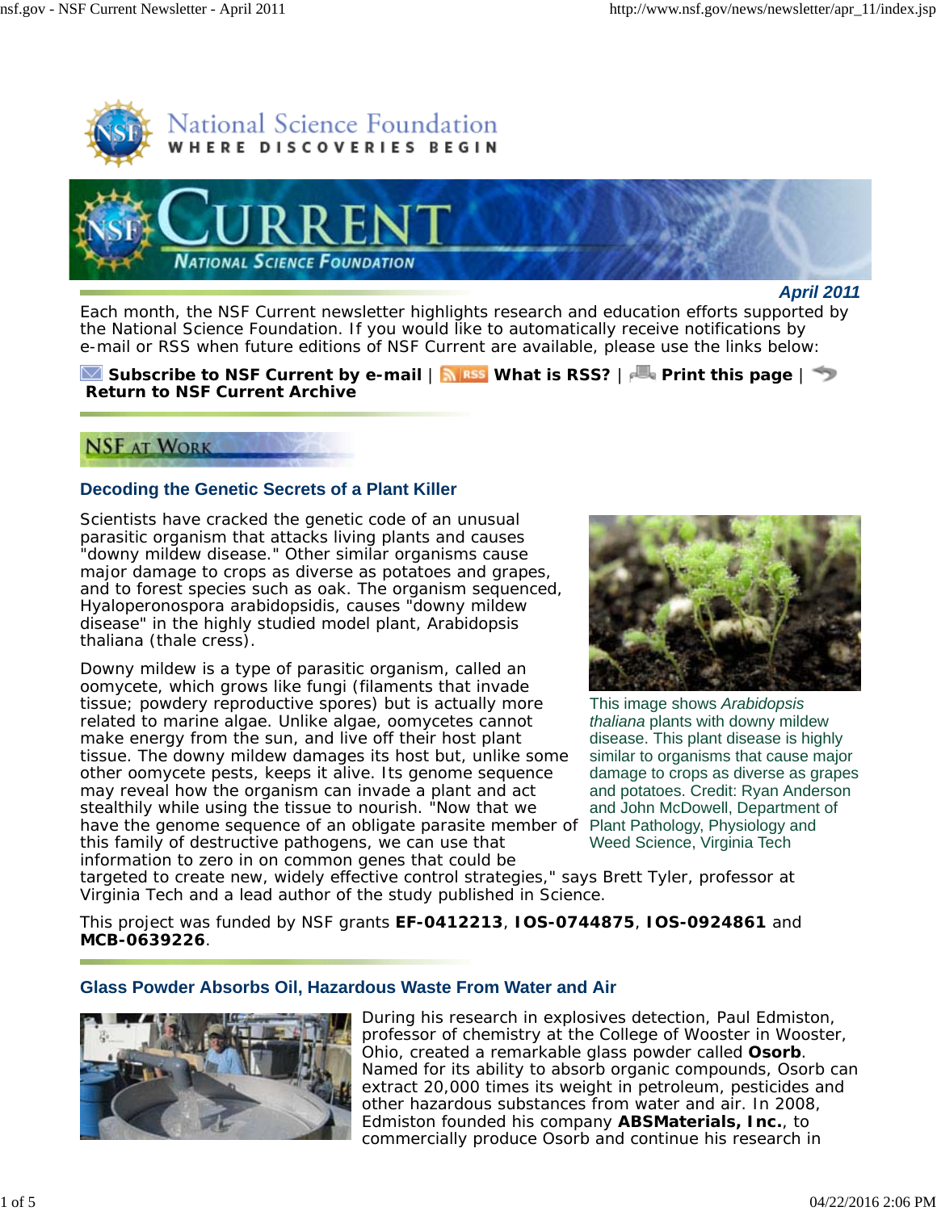# National Science Foundation

WHERE DISCOVERIES BEGIN

# CURRENT

NATIONAL SCIENCE FOUNDATION

***April 2011***

Each month, the NSF Current newsletter highlights research and education efforts supported by the National Science Foundation. If you would like to automatically receive notifications by e-mail or RSS when future editions of NSF Current are available, please use the links below:

**Subscribe to NSF Current by e-mail** | **What is RSS?** | **Print this page** | **Return to NSF Current Archive**

## NSF AT WORK

### Decoding the Genetic Secrets of a Plant Killer

Scientists have cracked the genetic code of an unusual parasitic organism that attacks living plants and causes "downy mildew disease." Other similar organisms cause major damage to crops as diverse as potatoes and grapes, and to forest species such as oak. The organism sequenced, Hyaloperonospora arabidopsidis, causes "downy mildew disease" in the highly studied model plant, Arabidopsis thaliana (thale cress).

Downy mildew is a type of parasitic organism, called an oomycete, which grows like fungi (filaments that invade tissue; powdery reproductive spores) but is actually more related to marine algae. Unlike algae, oomycetes cannot make energy from the sun, and live off their host plant tissue. The downy mildew damages its host but, unlike some other oomycete pests, keeps it alive. Its genome sequence may reveal how the organism can invade a plant and act stealthily while using the tissue to nourish. "Now that we have the genome sequence of an obligate parasite member of this family of destructive pathogens, we can use that information to zero in on common genes that could be targeted to create new, widely effective control strategies," says Brett Tyler, professor at Virginia Tech and a lead author of the study published in Science.

This image shows *Arabidopsis thaliana* plants with downy mildew disease. This plant disease is highly similar to organisms that cause major damage to crops as diverse as grapes and potatoes. Credit: Ryan Anderson and John McDowell, Department of Plant Pathology, Physiology and Weed Science, Virginia Tech

This project was funded by NSF grants **EF-0412213**, **IOS-0744875**, **IOS-0924861** and **MCB-0639226**.

### Glass Powder Absorbs Oil, Hazardous Waste From Water and Air

During his research in explosives detection, Paul Edmiston, professor of chemistry at the College of Wooster in Wooster, Ohio, created a remarkable glass powder called **Osorb**. Named for its ability to absorb organic compounds, Osorb can extract 20,000 times its weight in petroleum, pesticides and other hazardous substances from water and air. In 2008, Edmiston founded his company **ABSMaterials, Inc.**, to commercially produce Osorb and continue his research in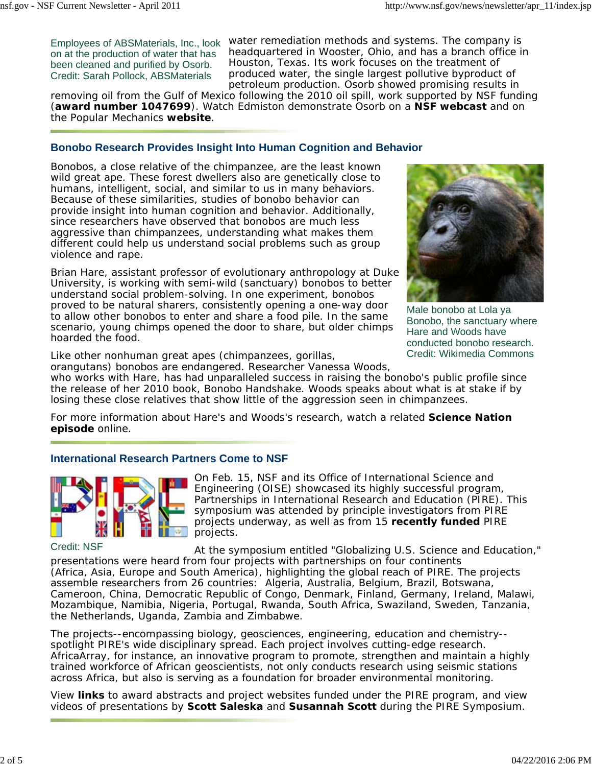Employees of ABSMaterials, Inc., look on at the production of water that has been cleaned and purified by Osorb. Credit: Sarah Pollock, ABSMaterials

water remediation methods and systems. The company is headquartered in Wooster, Ohio, and has a branch office in Houston, Texas. Its work focuses on the treatment of produced water, the single largest pollutive byproduct of petroleum production. Osorb showed promising results in removing oil from the Gulf of Mexico following the 2010 oil spill, work supported by NSF funding (**award number 1047699**). Watch Edmiston demonstrate Osorb on a **NSF webcast** and on the Popular Mechanics **website**.

### Bonobo Research Provides Insight Into Human Cognition and Behavior

Bonobos, a close relative of the chimpanzee, are the least known wild great ape. These forest dwellers also are genetically close to humans, intelligent, social, and similar to us in many behaviors. Because of these similarities, studies of bonobo behavior can provide insight into human cognition and behavior. Additionally, since researchers have observed that bonobos are much less aggressive than chimpanzees, understanding what makes them different could help us understand social problems such as group violence and rape.

Brian Hare, assistant professor of evolutionary anthropology at Duke University, is working with semi-wild (sanctuary) bonobos to better understand social problem-solving. In one experiment, bonobos proved to be natural sharers, consistently opening a one-way door to allow other bonobos to enter and share a food pile. In the same scenario, young chimps opened the door to share, but older chimps hoarded the food.

Male bonobo at Lola ya Bonobo, the sanctuary where Hare and Woods have conducted bonobo research. Credit: Wikimedia Commons

Like other nonhuman great apes (chimpanzees, gorillas, orangutans) bonobos are endangered. Researcher Vanessa Woods, who works with Hare, has had unparalleled success in raising the bonobo's public profile since the release of her 2010 book, Bonobo Handshake. Woods speaks about what is at stake if by losing these close relatives that show little of the aggression seen in chimpanzees.

For more information about Hare's and Woods's research, watch a related **Science Nation episode** online.

### International Research Partners Come to NSF

Credit: NSF

On Feb. 15, NSF and its Office of International Science and Engineering (OISE) showcased its highly successful program, Partnerships in International Research and Education (PIRE). This symposium was attended by principle investigators from PIRE projects underway, as well as from 15 **recently funded** PIRE projects.

At the symposium entitled "Globalizing U.S. Science and Education," presentations were heard from four projects with partnerships on four continents (Africa, Asia, Europe and South America), highlighting the global reach of PIRE. The projects assemble researchers from 26 countries: Algeria, Australia, Belgium, Brazil, Botswana, Cameroon, China, Democratic Republic of Congo, Denmark, Finland, Germany, Ireland, Malawi, Mozambique, Namibia, Nigeria, Portugal, Rwanda, South Africa, Swaziland, Sweden, Tanzania, the Netherlands, Uganda, Zambia and Zimbabwe.

The projects--encompassing biology, geosciences, engineering, education and chemistry--spotlight PIRE's wide disciplinary spread. Each project involves cutting-edge research. AfricaArray, for instance, an innovative program to promote, strengthen and maintain a highly trained workforce of African geoscientists, not only conducts research using seismic stations across Africa, but also is serving as a foundation for broader environmental monitoring.

View **links** to award abstracts and project websites funded under the PIRE program, and view videos of presentations by **Scott Saleska** and **Susannah Scott** during the PIRE Symposium.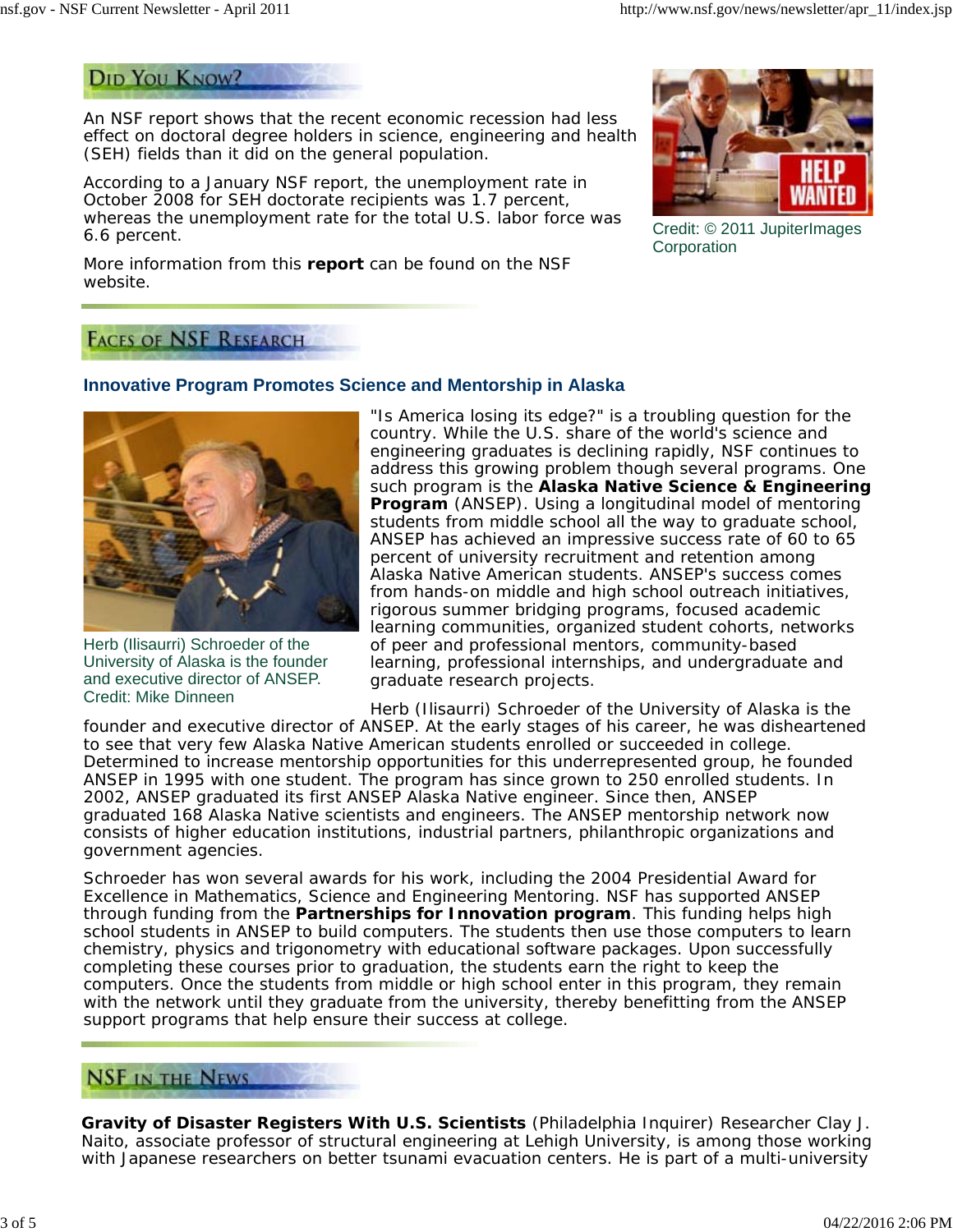## Did You Know?

An NSF report shows that the recent economic recession had less effect on doctoral degree holders in science, engineering and health (SEH) fields than it did on the general population.

According to a January NSF report, the unemployment rate in October 2008 for SEH doctorate recipients was 1.7 percent, whereas the unemployment rate for the total U.S. labor force was 6.6 percent.

More information from this **report** can be found on the NSF website.

Credit: © 2011 JupiterImages Corporation

## Faces of NSF Research

### Innovative Program Promotes Science and Mentorship in Alaska

Herb (Ilisaurri) Schroeder of the University of Alaska is the founder and executive director of ANSEP. Credit: Mike Dinneen

"Is America losing its edge?" is a troubling question for the country. While the U.S. share of the world's science and engineering graduates is declining rapidly, NSF continues to address this growing problem though several programs. One such program is the **Alaska Native Science & Engineering Program** (ANSEP). Using a longitudinal model of mentoring students from middle school all the way to graduate school, ANSEP has achieved an impressive success rate of 60 to 65 percent of university recruitment and retention among Alaska Native American students. ANSEP's success comes from hands-on middle and high school outreach initiatives, rigorous summer bridging programs, focused academic learning communities, organized student cohorts, networks of peer and professional mentors, community-based learning, professional internships, and undergraduate and graduate research projects.

Herb (Ilisaurri) Schroeder of the University of Alaska is the founder and executive director of ANSEP. At the early stages of his career, he was disheartened to see that very few Alaska Native American students enrolled or succeeded in college. Determined to increase mentorship opportunities for this underrepresented group, he founded ANSEP in 1995 with one student. The program has since grown to 250 enrolled students. In 2002, ANSEP graduated its first ANSEP Alaska Native engineer. Since then, ANSEP graduated 168 Alaska Native scientists and engineers. The ANSEP mentorship network now consists of higher education institutions, industrial partners, philanthropic organizations and government agencies.

Schroeder has won several awards for his work, including the 2004 Presidential Award for Excellence in Mathematics, Science and Engineering Mentoring. NSF has supported ANSEP through funding from the **Partnerships for Innovation program**. This funding helps high school students in ANSEP to build computers. The students then use those computers to learn chemistry, physics and trigonometry with educational software packages. Upon successfully completing these courses prior to graduation, the students earn the right to keep the computers. Once the students from middle or high school enter in this program, they remain with the network until they graduate from the university, thereby benefitting from the ANSEP support programs that help ensure their success at college.

## NSF in the News

**Gravity of Disaster Registers With U.S. Scientists** (Philadelphia Inquirer) Researcher Clay J. Naito, associate professor of structural engineering at Lehigh University, is among those working with Japanese researchers on better tsunami evacuation centers. He is part of a multi-university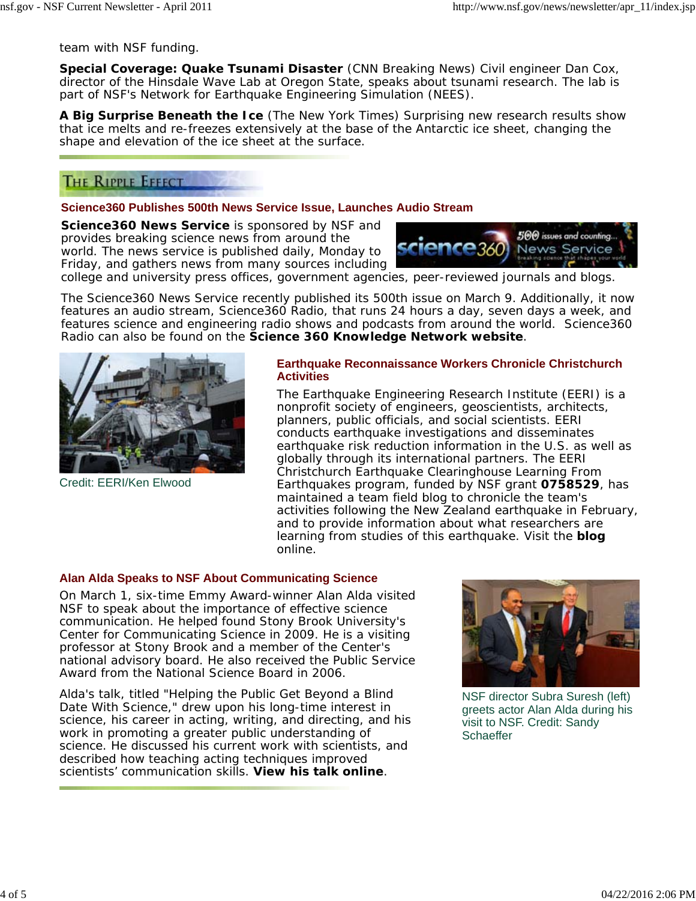team with NSF funding.

**Special Coverage: Quake Tsunami Disaster** (CNN Breaking News) Civil engineer Dan Cox, director of the Hinsdale Wave Lab at Oregon State, speaks about tsunami research. The lab is part of NSF's Network for Earthquake Engineering Simulation (NEES).

**A Big Surprise Beneath the Ice** (The New York Times) Surprising new research results show that ice melts and re-freezes extensively at the base of the Antarctic ice sheet, changing the shape and elevation of the ice sheet at the surface.

## The Ripple Effect

### Science360 Publishes 500th News Service Issue, Launches Audio Stream

**Science360 News Service** is sponsored by NSF and provides breaking science news from around the world. The news service is published daily, Monday to Friday, and gathers news from many sources including college and university press offices, government agencies, peer-reviewed journals and blogs.

The Science360 News Service recently published its 500th issue on March 9. Additionally, it now features an audio stream, Science360 Radio, that runs 24 hours a day, seven days a week, and features science and engineering radio shows and podcasts from around the world. Science360 Radio can also be found on the **Science 360 Knowledge Network website**.

Credit: EERI/Ken Elwood

### Earthquake Reconnaissance Workers Chronicle Christchurch Activities

The Earthquake Engineering Research Institute (EERI) is a nonprofit society of engineers, geoscientists, architects, planners, public officials, and social scientists. EERI conducts earthquake investigations and disseminates earthquake risk reduction information in the U.S. as well as globally through its international partners. The EERI Christchurch Earthquake Clearinghouse Learning From Earthquakes program, funded by NSF grant **0758529**, has maintained a team field blog to chronicle the team's activities following the New Zealand earthquake in February, and to provide information about what researchers are learning from studies of this earthquake. Visit the **blog** online.

### Alan Alda Speaks to NSF About Communicating Science

On March 1, six-time Emmy Award-winner Alan Alda visited NSF to speak about the importance of effective science communication. He helped found Stony Brook University's Center for Communicating Science in 2009. He is a visiting professor at Stony Brook and a member of the Center's national advisory board. He also received the Public Service Award from the National Science Board in 2006.

Alda's talk, titled "Helping the Public Get Beyond a Blind Date With Science," drew upon his long-time interest in science, his career in acting, writing, and directing, and his work in promoting a greater public understanding of science. He discussed his current work with scientists, and described how teaching acting techniques improved scientists' communication skills. **View his talk online**.

NSF director Subra Suresh (left) greets actor Alan Alda during his visit to NSF. Credit: Sandy Schaeffer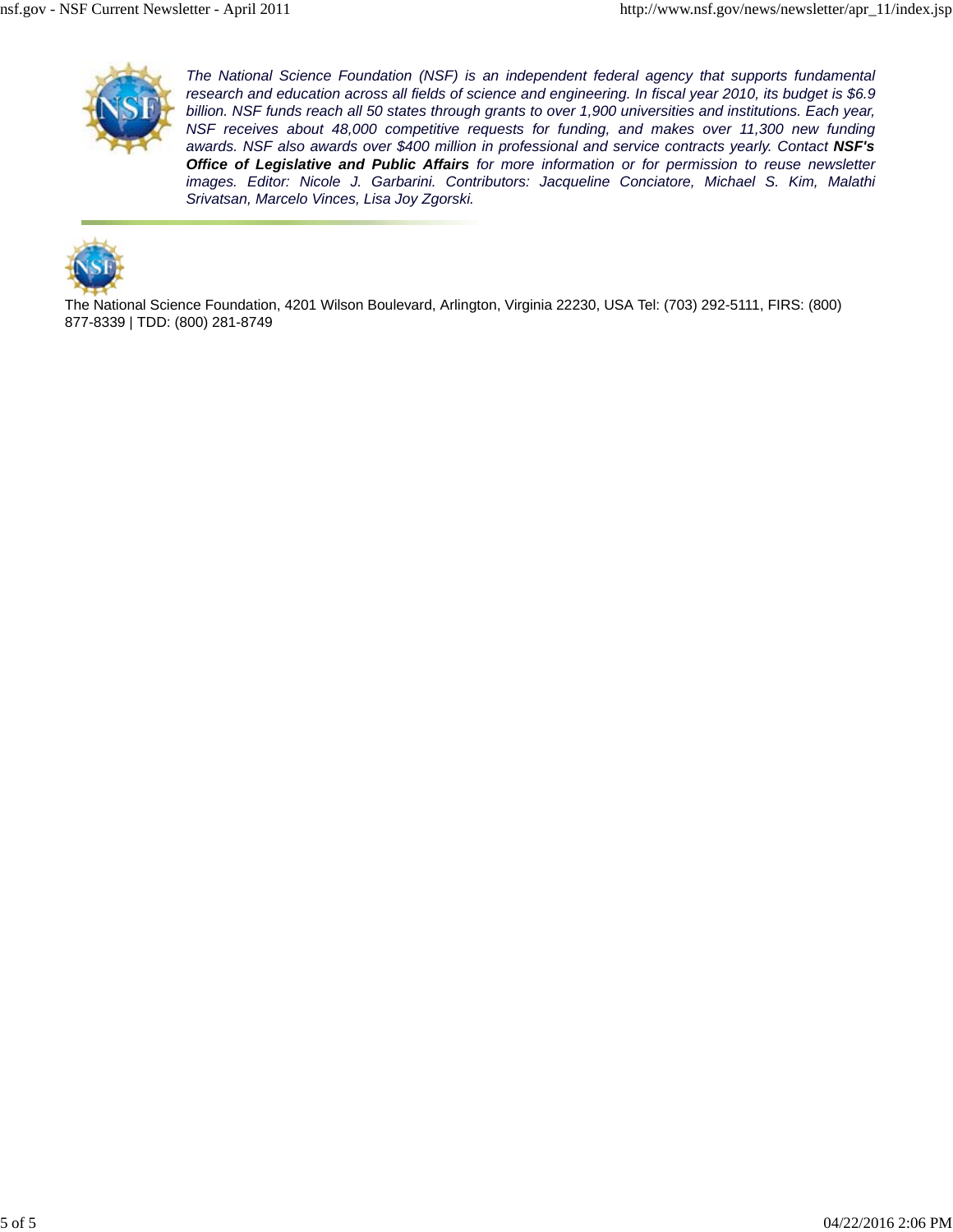*The National Science Foundation (NSF) is an independent federal agency that supports fundamental research and education across all fields of science and engineering. In fiscal year 2010, its budget is $6.9 billion. NSF funds reach all 50 states through grants to over 1,900 universities and institutions. Each year, NSF receives about 48,000 competitive requests for funding, and makes over 11,300 new funding awards. NSF also awards over $400 million in professional and service contracts yearly. Contact **NSF's Office of Legislative and Public Affairs** for more information or for permission to reuse newsletter images. Editor: Nicole J. Garbarini. Contributors: Jacqueline Conciatore, Michael S. Kim, Malathi Srivatsan, Marcelo Vinces, Lisa Joy Zgorski.*

The National Science Foundation, 4201 Wilson Boulevard, Arlington, Virginia 22230, USA Tel: (703) 292-5111, FIRS: (800) 877-8339 | TDD: (800) 281-8749